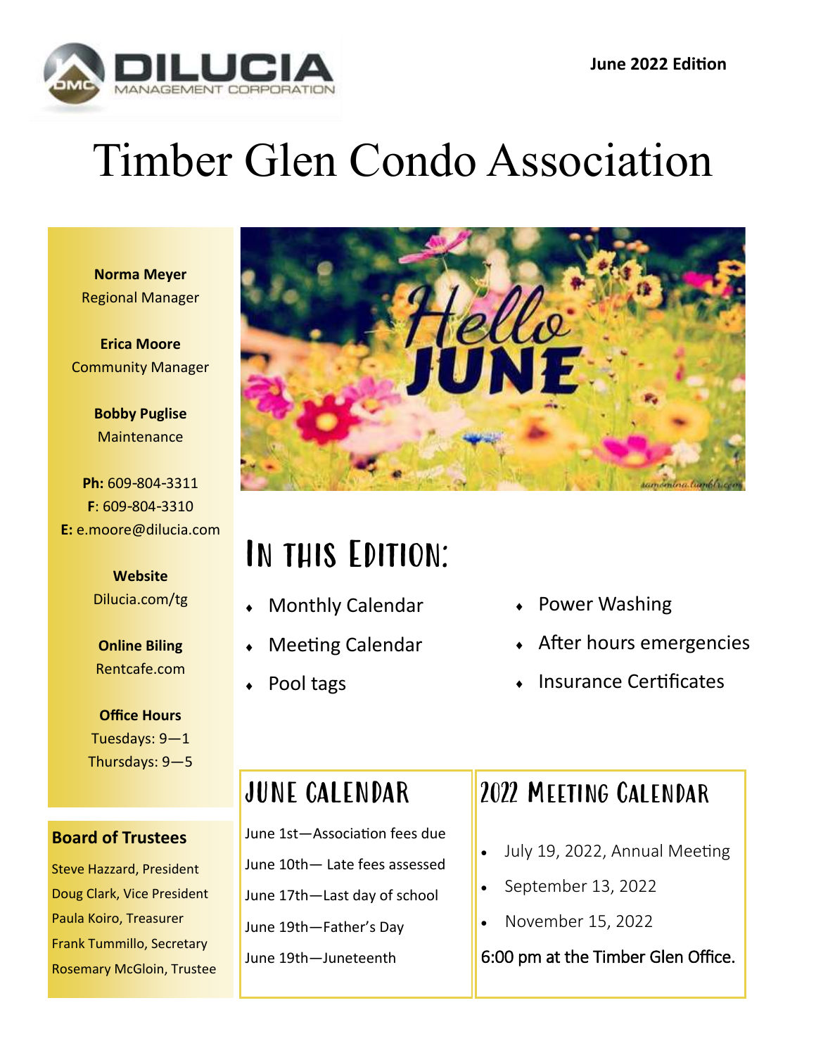**DILUCIA** MANAGEMENT CORPORATION

**June 2022 Edition**

# Timber Glen Condo Association

**Norma Meyer**
Regional Manager

**Erica Moore**
Community Manager

**Bobby Puglise**
Maintenance

**Ph:** 609-804-3311
**F**: 609-804-3310
**E:** e.moore@dilucia.com

**Website**
Dilucia.com/tg

**Online Biling**
Rentcafe.com

**Office Hours**
Tuesdays: 9—1
Thursdays: 9—5

## In this Edition:

- Monthly Calendar
- Meeting Calendar
- Pool tags
- Power Washing
- After hours emergencies
- Insurance Certificates

### Board of Trustees

Steve Hazzard, President
Doug Clark, Vice President
Paula Koiro, Treasurer
Frank Tummillo, Secretary
Rosemary McGloin, Trustee

## June Calendar

June 1st—Association fees due

June 10th— Late fees assessed

June 17th—Last day of school

June 19th—Father's Day

June 19th—Juneteenth

## 2022 Meeting Calendar

- July 19, 2022, Annual Meeting
- September 13, 2022
- November 15, 2022

6:00 pm at the Timber Glen Office.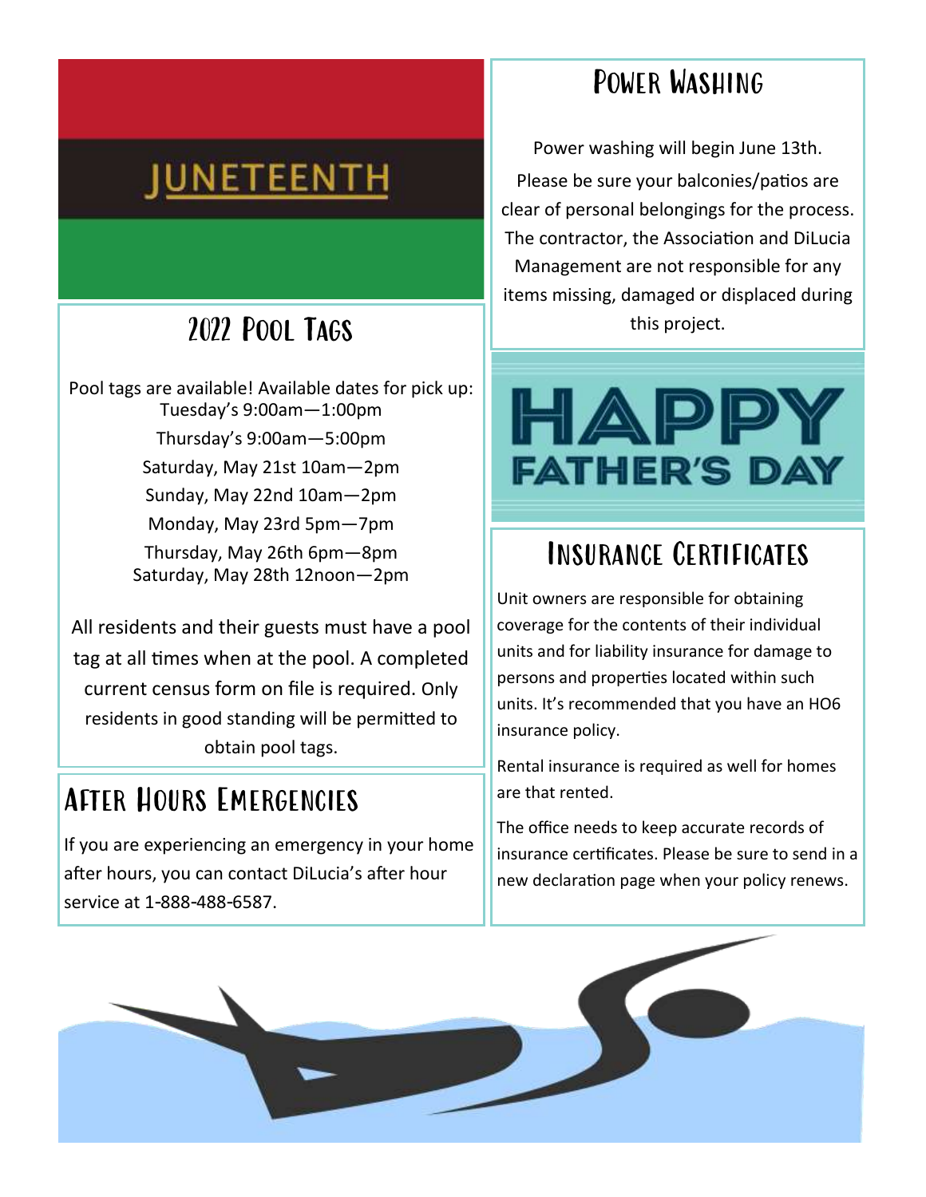JUNETEENTH

## 2022 Pool Tags

Pool tags are available! Available dates for pick up:
Tuesday's 9:00am—1:00pm
Thursday's 9:00am—5:00pm
Saturday, May 21st 10am—2pm
Sunday, May 22nd 10am—2pm
Monday, May 23rd 5pm—7pm
Thursday, May 26th 6pm—8pm
Saturday, May 28th 12noon—2pm

All residents and their guests must have a pool tag at all times when at the pool. A completed current census form on file is required. Only residents in good standing will be permitted to obtain pool tags.

## After Hours Emergencies

If you are experiencing an emergency in your home after hours, you can contact DiLucia's after hour service at 1-888-488-6587.

## Power Washing

Power washing will begin June 13th.

Please be sure your balconies/patios are clear of personal belongings for the process. The contractor, the Association and DiLucia Management are not responsible for any items missing, damaged or displaced during this project.

HAPPY FATHER'S DAY

## Insurance Certificates

Unit owners are responsible for obtaining coverage for the contents of their individual units and for liability insurance for damage to persons and properties located within such units. It's recommended that you have an HO6 insurance policy.

Rental insurance is required as well for homes are that rented.

The office needs to keep accurate records of insurance certificates. Please be sure to send in a new declaration page when your policy renews.